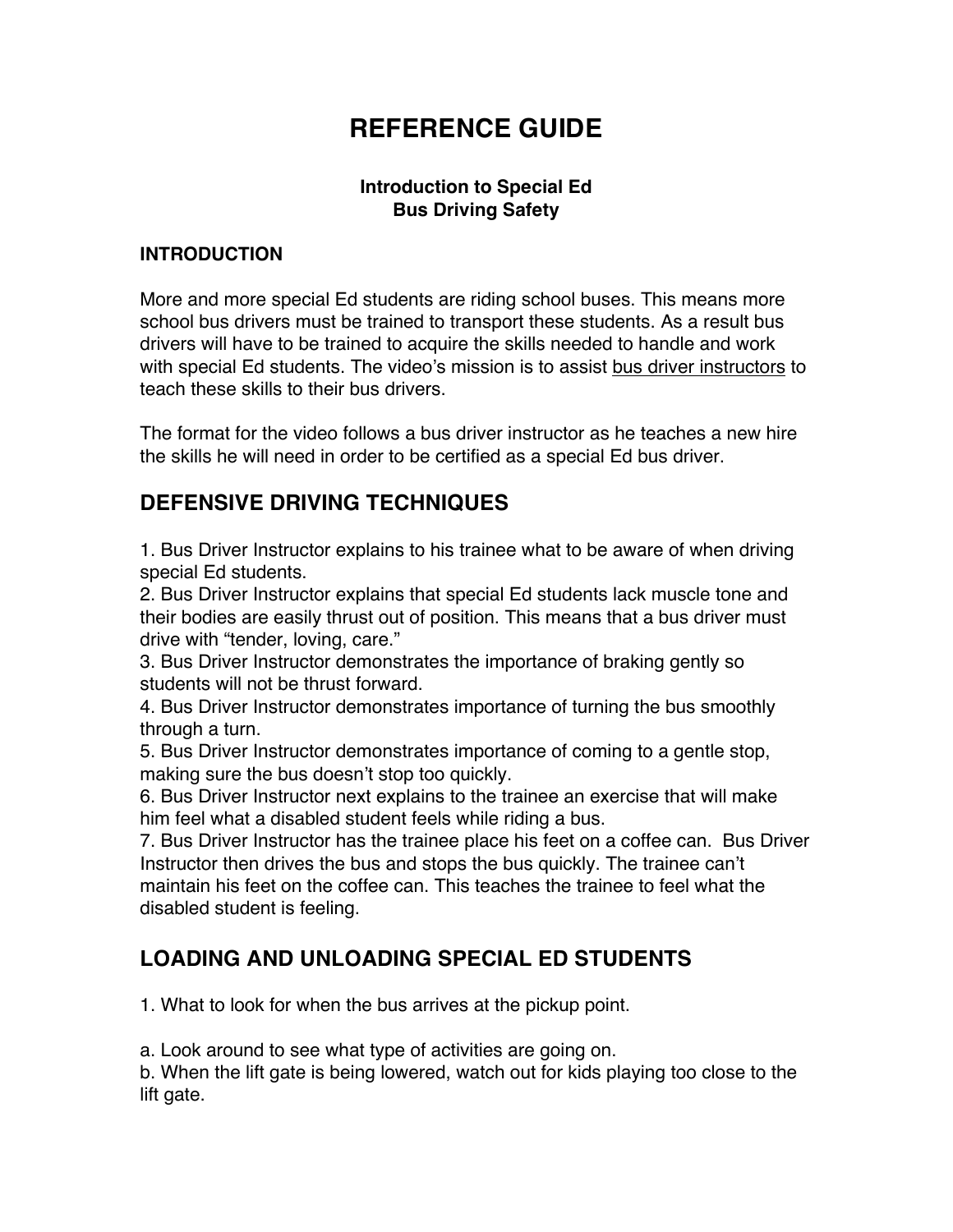# REFERENCE GUIDE

**Introduction to Special Ed**
**Bus Driving Safety**

**INTRODUCTION**

More and more special Ed students are riding school buses. This means more school bus drivers must be trained to transport these students. As a result bus drivers will have to be trained to acquire the skills needed to handle and work with special Ed students. The video's mission is to assist <u>bus driver instructors</u> to teach these skills to their bus drivers.

The format for the video follows a bus driver instructor as he teaches a new hire the skills he will need in order to be certified as a special Ed bus driver.

## DEFENSIVE DRIVING TECHNIQUES

1. Bus Driver Instructor explains to his trainee what to be aware of when driving special Ed students.
2. Bus Driver Instructor explains that special Ed students lack muscle tone and their bodies are easily thrust out of position. This means that a bus driver must drive with "tender, loving, care."
3. Bus Driver Instructor demonstrates the importance of braking gently so students will not be thrust forward.
4. Bus Driver Instructor demonstrates importance of turning the bus smoothly through a turn.
5. Bus Driver Instructor demonstrates importance of coming to a gentle stop, making sure the bus doesn't stop too quickly.
6. Bus Driver Instructor next explains to the trainee an exercise that will make him feel what a disabled student feels while riding a bus.
7. Bus Driver Instructor has the trainee place his feet on a coffee can. Bus Driver Instructor then drives the bus and stops the bus quickly. The trainee can't maintain his feet on the coffee can. This teaches the trainee to feel what the disabled student is feeling.

## LOADING AND UNLOADING SPECIAL ED STUDENTS

1. What to look for when the bus arrives at the pickup point.

a. Look around to see what type of activities are going on.
b. When the lift gate is being lowered, watch out for kids playing too close to the lift gate.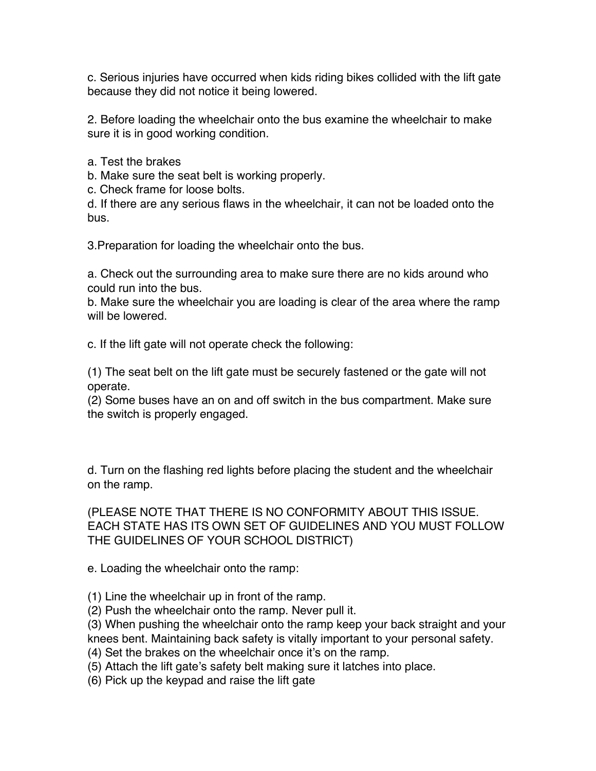c. Serious injuries have occurred when kids riding bikes collided with the lift gate because they did not notice it being lowered.

2. Before loading the wheelchair onto the bus examine the wheelchair to make sure it is in good working condition.

a. Test the brakes
b. Make sure the seat belt is working properly.
c. Check frame for loose bolts.
d. If there are any serious flaws in the wheelchair, it can not be loaded onto the bus.

3.Preparation for loading the wheelchair onto the bus.

a. Check out the surrounding area to make sure there are no kids around who could run into the bus.
b. Make sure the wheelchair you are loading is clear of the area where the ramp will be lowered.

c. If the lift gate will not operate check the following:

(1) The seat belt on the lift gate must be securely fastened or the gate will not operate.
(2) Some buses have an on and off switch in the bus compartment. Make sure the switch is properly engaged.

d. Turn on the flashing red lights before placing the student and the wheelchair on the ramp.

(PLEASE NOTE THAT THERE IS NO CONFORMITY ABOUT THIS ISSUE. EACH STATE HAS ITS OWN SET OF GUIDELINES AND YOU MUST FOLLOW THE GUIDELINES OF YOUR SCHOOL DISTRICT)

e. Loading the wheelchair onto the ramp:

(1) Line the wheelchair up in front of the ramp.
(2) Push the wheelchair onto the ramp. Never pull it.
(3) When pushing the wheelchair onto the ramp keep your back straight and your knees bent. Maintaining back safety is vitally important to your personal safety.
(4) Set the brakes on the wheelchair once it's on the ramp.
(5) Attach the lift gate's safety belt making sure it latches into place.
(6) Pick up the keypad and raise the lift gate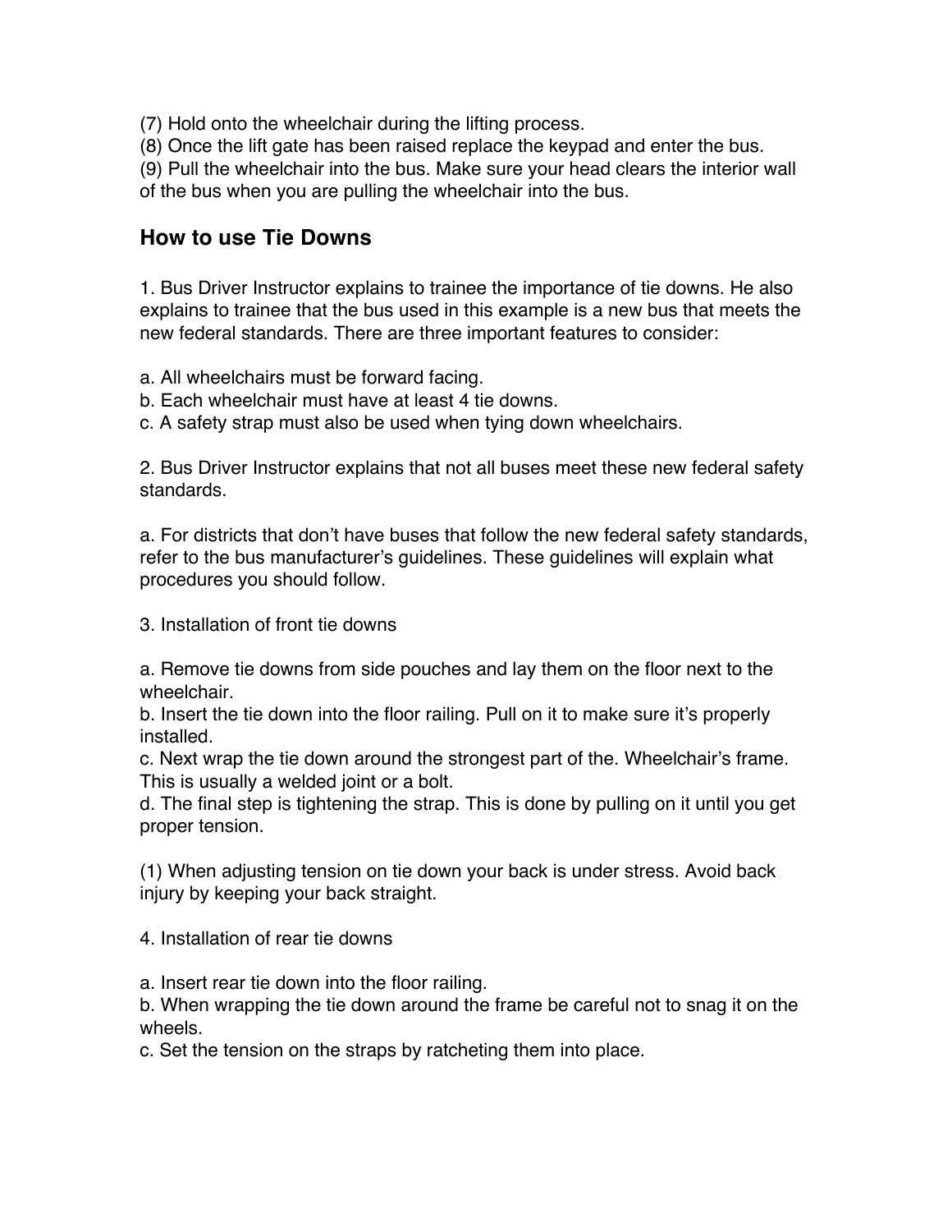(7) Hold onto the wheelchair during the lifting process.
(8) Once the lift gate has been raised replace the keypad and enter the bus.
(9) Pull the wheelchair into the bus. Make sure your head clears the interior wall of the bus when you are pulling the wheelchair into the bus.

## How to use Tie Downs

1. Bus Driver Instructor explains to trainee the importance of tie downs. He also explains to trainee that the bus used in this example is a new bus that meets the new federal standards. There are three important features to consider:

a. All wheelchairs must be forward facing.
b. Each wheelchair must have at least 4 tie downs.
c. A safety strap must also be used when tying down wheelchairs.

2. Bus Driver Instructor explains that not all buses meet these new federal safety standards.

a. For districts that don't have buses that follow the new federal safety standards, refer to the bus manufacturer's guidelines. These guidelines will explain what procedures you should follow.

3. Installation of front tie downs

a. Remove tie downs from side pouches and lay them on the floor next to the wheelchair.
b. Insert the tie down into the floor railing. Pull on it to make sure it's properly installed.
c. Next wrap the tie down around the strongest part of the. Wheelchair's frame. This is usually a welded joint or a bolt.
d. The final step is tightening the strap. This is done by pulling on it until you get proper tension.

(1) When adjusting tension on tie down your back is under stress. Avoid back injury by keeping your back straight.

4. Installation of rear tie downs

a. Insert rear tie down into the floor railing.
b. When wrapping the tie down around the frame be careful not to snag it on the wheels.
c. Set the tension on the straps by ratcheting them into place.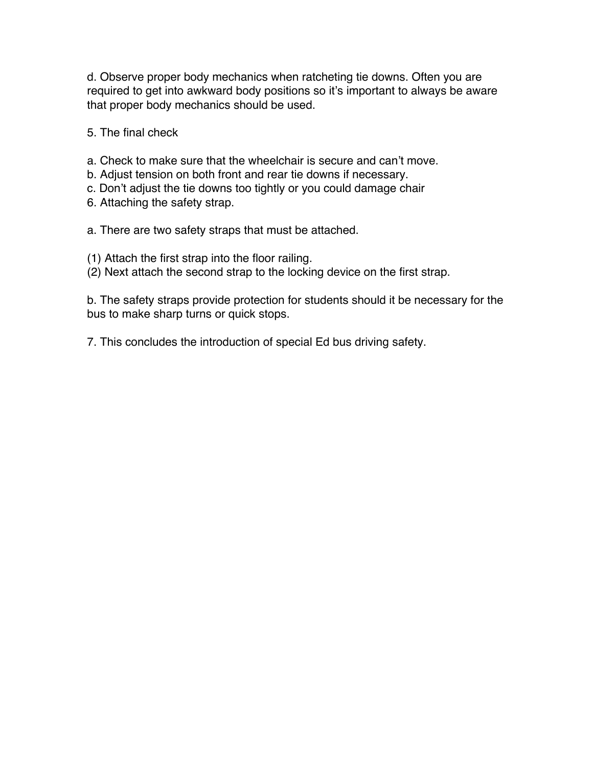d. Observe proper body mechanics when ratcheting tie downs. Often you are required to get into awkward body positions so it's important to always be aware that proper body mechanics should be used.

5. The final check

a. Check to make sure that the wheelchair is secure and can't move.
b. Adjust tension on both front and rear tie downs if necessary.
c. Don't adjust the tie downs too tightly or you could damage chair
6. Attaching the safety strap.

a. There are two safety straps that must be attached.

(1) Attach the first strap into the floor railing.
(2) Next attach the second strap to the locking device on the first strap.

b. The safety straps provide protection for students should it be necessary for the bus to make sharp turns or quick stops.

7. This concludes the introduction of special Ed bus driving safety.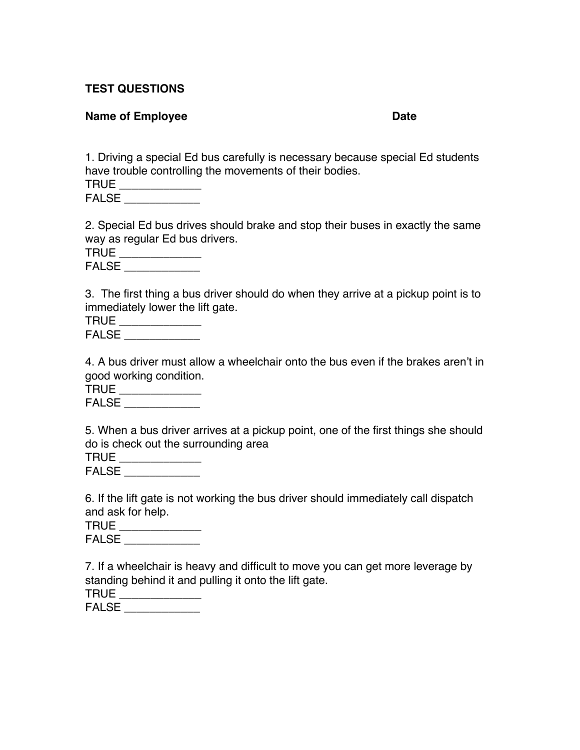**TEST QUESTIONS**

**Name of Employee** **Date**

1. Driving a special Ed bus carefully is necessary because special Ed students have trouble controlling the movements of their bodies.
TRUE _____________
FALSE ____________

2. Special Ed bus drives should brake and stop their buses in exactly the same way as regular Ed bus drivers.
TRUE _____________
FALSE ____________

3. The first thing a bus driver should do when they arrive at a pickup point is to immediately lower the lift gate.
TRUE _____________
FALSE ____________

4. A bus driver must allow a wheelchair onto the bus even if the brakes aren't in good working condition.
TRUE _____________
FALSE ____________

5. When a bus driver arrives at a pickup point, one of the first things she should do is check out the surrounding area
TRUE _____________
FALSE ____________

6. If the lift gate is not working the bus driver should immediately call dispatch and ask for help.
TRUE _____________
FALSE ____________

7. If a wheelchair is heavy and difficult to move you can get more leverage by standing behind it and pulling it onto the lift gate.
TRUE _____________
FALSE ____________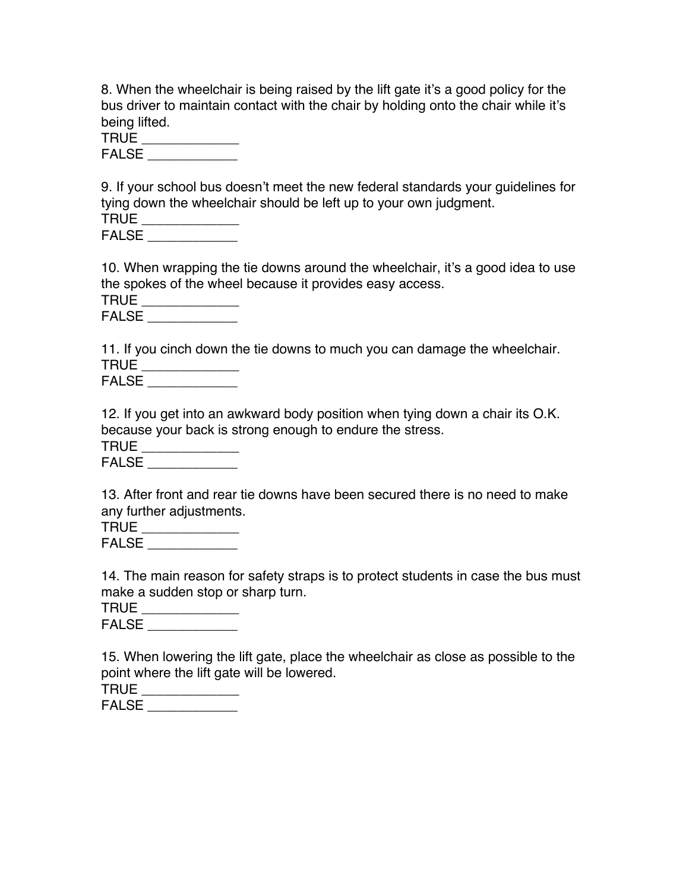8. When the wheelchair is being raised by the lift gate it's a good policy for the bus driver to maintain contact with the chair by holding onto the chair while it's being lifted.
TRUE _____________
FALSE ____________

9. If your school bus doesn't meet the new federal standards your guidelines for tying down the wheelchair should be left up to your own judgment.
TRUE _____________
FALSE ____________

10. When wrapping the tie downs around the wheelchair, it's a good idea to use the spokes of the wheel because it provides easy access.
TRUE _____________
FALSE ____________

11. If you cinch down the tie downs to much you can damage the wheelchair.
TRUE _____________
FALSE ____________

12. If you get into an awkward body position when tying down a chair its O.K. because your back is strong enough to endure the stress.
TRUE _____________
FALSE ____________

13. After front and rear tie downs have been secured there is no need to make any further adjustments.
TRUE _____________
FALSE ____________

14. The main reason for safety straps is to protect students in case the bus must make a sudden stop or sharp turn.
TRUE _____________
FALSE ____________

15. When lowering the lift gate, place the wheelchair as close as possible to the point where the lift gate will be lowered.
TRUE _____________
FALSE ____________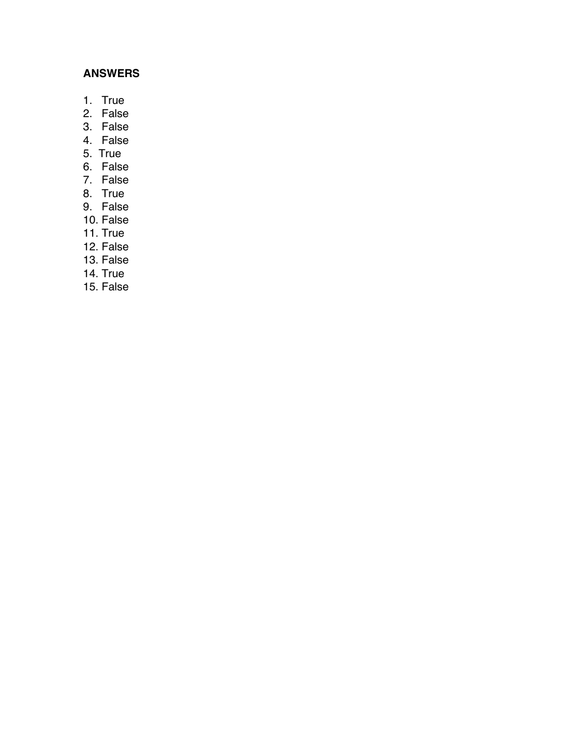**ANSWERS**

1. True
2. False
3. False
4. False
5. True
6. False
7. False
8. True
9. False
10. False
11. True
12. False
13. False
14. True
15. False